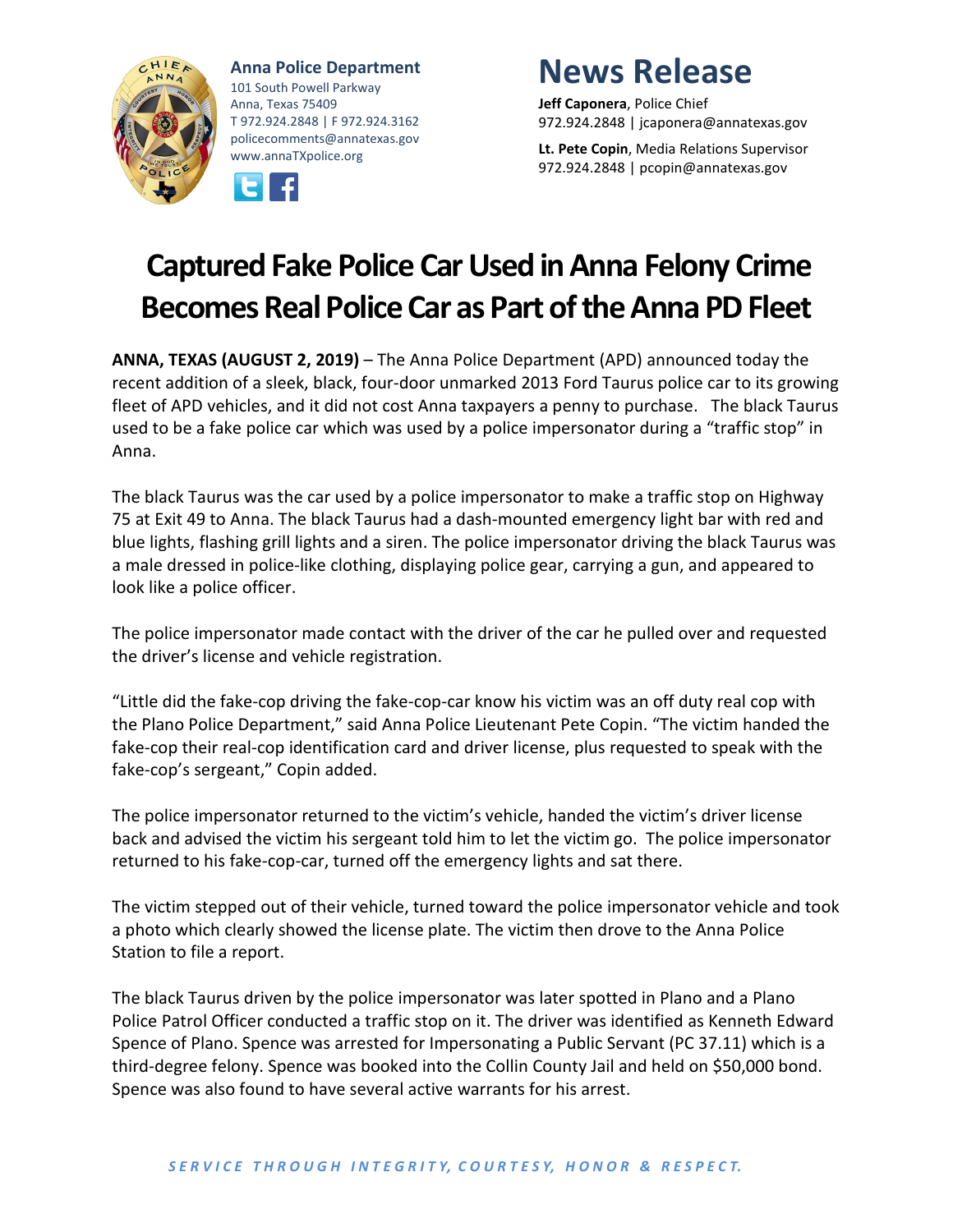**Anna Police Department**
101 South Powell Parkway
Anna, Texas 75409
T 972.924.2848 | F 972.924.3162
policecomments@annatexas.gov
www.annaTXpolice.org

# News Release

**Jeff Caponera**, Police Chief
972.924.2848 | jcaponera@annatexas.gov

**Lt. Pete Copin**, Media Relations Supervisor
972.924.2848 | pcopin@annatexas.gov

## Captured Fake Police Car Used in Anna Felony Crime Becomes Real Police Car as Part of the Anna PD Fleet

**ANNA, TEXAS (AUGUST 2, 2019)** – The Anna Police Department (APD) announced today the recent addition of a sleek, black, four-door unmarked 2013 Ford Taurus police car to its growing fleet of APD vehicles, and it did not cost Anna taxpayers a penny to purchase. The black Taurus used to be a fake police car which was used by a police impersonator during a "traffic stop" in Anna.

The black Taurus was the car used by a police impersonator to make a traffic stop on Highway 75 at Exit 49 to Anna. The black Taurus had a dash-mounted emergency light bar with red and blue lights, flashing grill lights and a siren. The police impersonator driving the black Taurus was a male dressed in police-like clothing, displaying police gear, carrying a gun, and appeared to look like a police officer.

The police impersonator made contact with the driver of the car he pulled over and requested the driver's license and vehicle registration.

"Little did the fake-cop driving the fake-cop-car know his victim was an off duty real cop with the Plano Police Department," said Anna Police Lieutenant Pete Copin. "The victim handed the fake-cop their real-cop identification card and driver license, plus requested to speak with the fake-cop's sergeant," Copin added.

The police impersonator returned to the victim's vehicle, handed the victim's driver license back and advised the victim his sergeant told him to let the victim go. The police impersonator returned to his fake-cop-car, turned off the emergency lights and sat there.

The victim stepped out of their vehicle, turned toward the police impersonator vehicle and took a photo which clearly showed the license plate. The victim then drove to the Anna Police Station to file a report.

The black Taurus driven by the police impersonator was later spotted in Plano and a Plano Police Patrol Officer conducted a traffic stop on it. The driver was identified as Kenneth Edward Spence of Plano. Spence was arrested for Impersonating a Public Servant (PC 37.11) which is a third-degree felony. Spence was booked into the Collin County Jail and held on $50,000 bond. Spence was also found to have several active warrants for his arrest.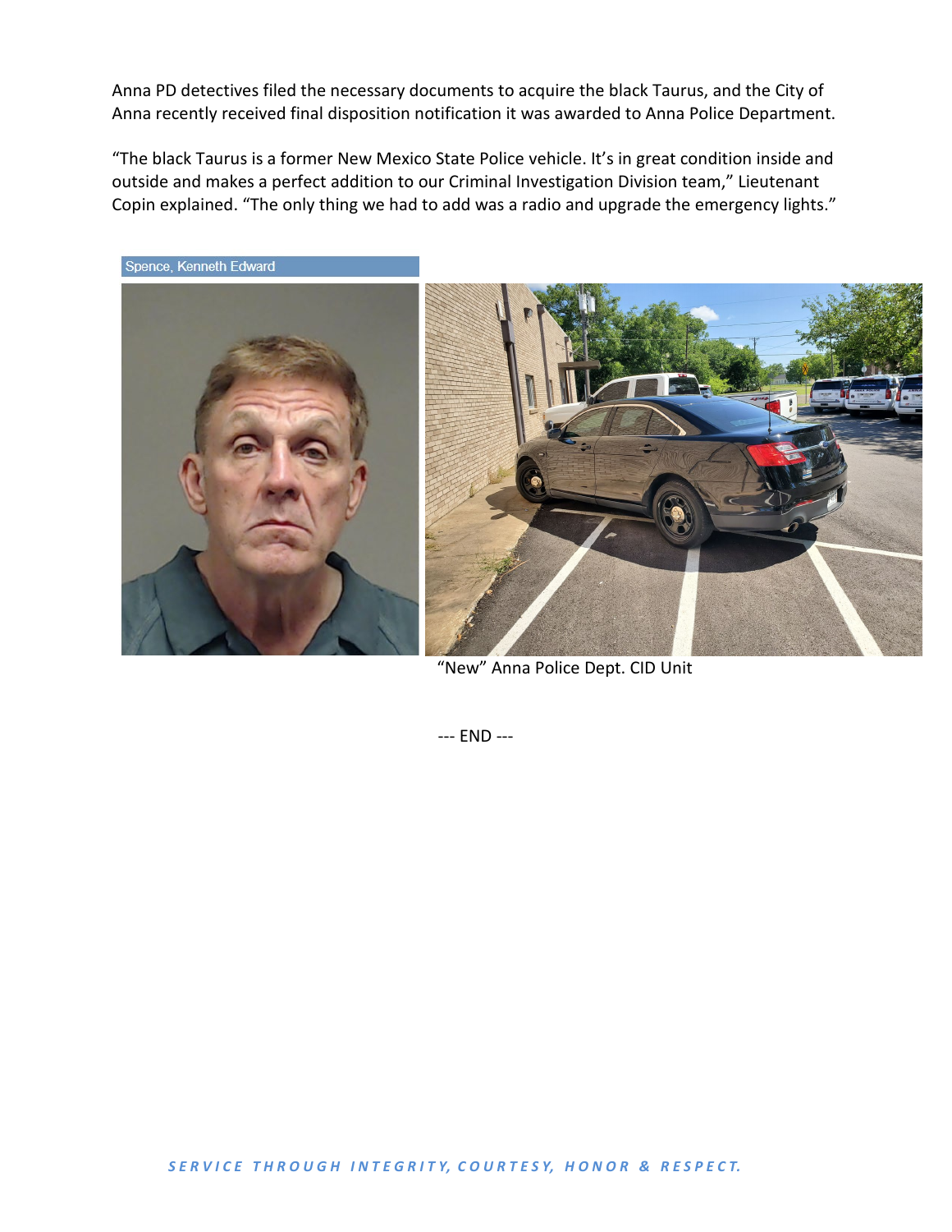Anna PD detectives filed the necessary documents to acquire the black Taurus, and the City of Anna recently received final disposition notification it was awarded to Anna Police Department.

"The black Taurus is a former New Mexico State Police vehicle. It's in great condition inside and outside and makes a perfect addition to our Criminal Investigation Division team," Lieutenant Copin explained. "The only thing we had to add was a radio and upgrade the emergency lights."

Spence, Kenneth Edward

"New" Anna Police Dept. CID Unit

--- END ---

*SERVICE THROUGH INTEGRITY, COURTESY, HONOR & RESPECT.*